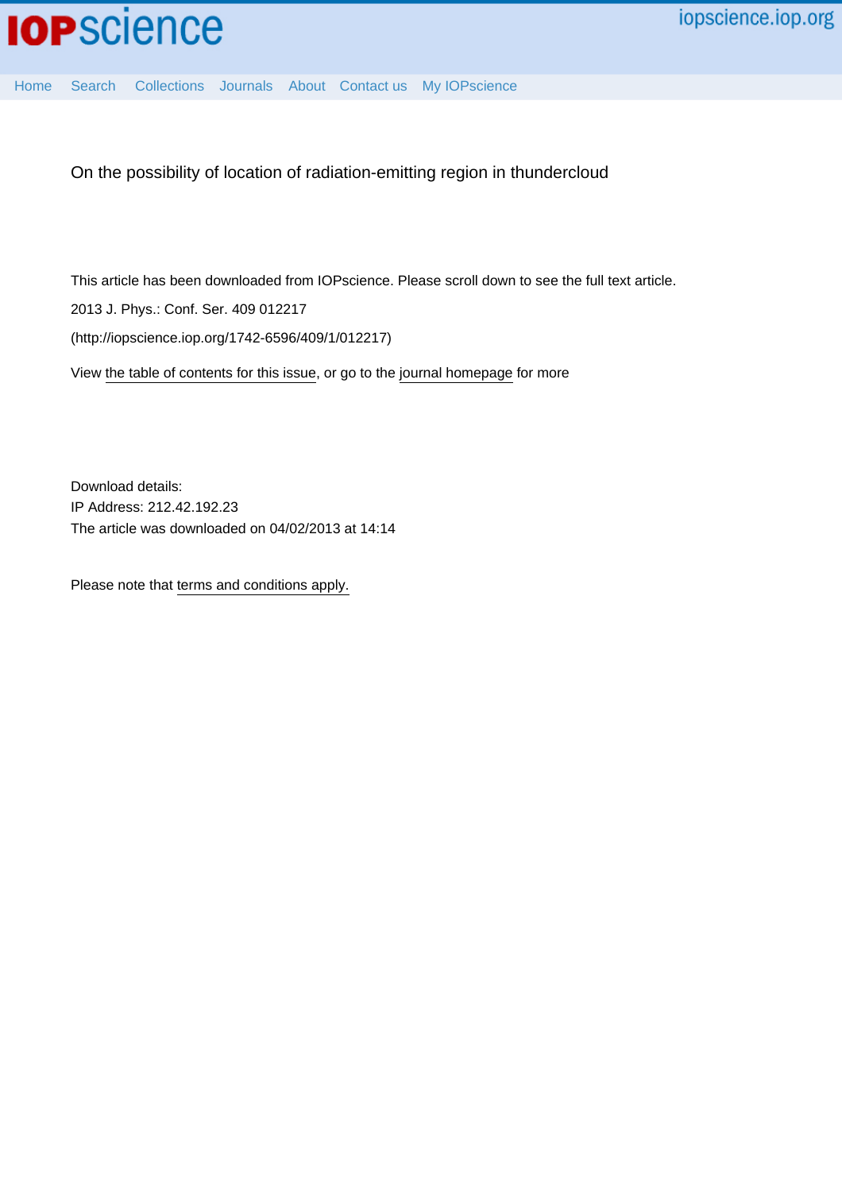# On the possibility of location of radiation-emitting region in thundercloud

This article has been downloaded from IOPscience. Please scroll down to see the full text article.

2013 J. Phys.: Conf. Ser. 409 012217

(http://iopscience.iop.org/1742-6596/409/1/012217)

View the table of contents for this issue, or go to the journal homepage for more

Download details:

IP Address: 212.42.192.23

The article was downloaded on 04/02/2013 at 14:14

Please note that terms and conditions apply.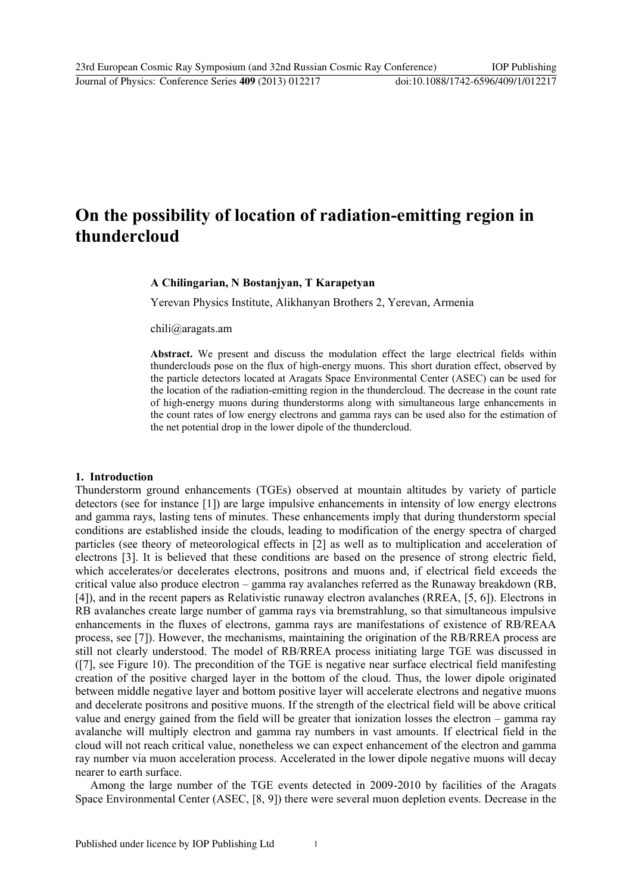# On the possibility of location of radiation-emitting region in thundercloud

**A Chilingarian, N Bostanjyan, T Karapetyan**

Yerevan Physics Institute, Alikhanyan Brothers 2, Yerevan, Armenia

chili@aragats.am

**Abstract.** We present and discuss the modulation effect the large electrical fields within thunderclouds pose on the flux of high-energy muons. This short duration effect, observed by the particle detectors located at Aragats Space Environmental Center (ASEC) can be used for the location of the radiation-emitting region in the thundercloud. The decrease in the count rate of high-energy muons during thunderstorms along with simultaneous large enhancements in the count rates of low energy electrons and gamma rays can be used also for the estimation of the net potential drop in the lower dipole of the thundercloud.

## 1. Introduction

Thunderstorm ground enhancements (TGEs) observed at mountain altitudes by variety of particle detectors (see for instance [1]) are large impulsive enhancements in intensity of low energy electrons and gamma rays, lasting tens of minutes. These enhancements imply that during thunderstorm special conditions are established inside the clouds, leading to modification of the energy spectra of charged particles (see theory of meteorological effects in [2] as well as to multiplication and acceleration of electrons [3]. It is believed that these conditions are based on the presence of strong electric field, which accelerates/or decelerates electrons, positrons and muons and, if electrical field exceeds the critical value also produce electron – gamma ray avalanches referred as the Runaway breakdown (RB, [4]), and in the recent papers as Relativistic runaway electron avalanches (RREA, [5, 6]). Electrons in RB avalanches create large number of gamma rays via bremstrahlung, so that simultaneous impulsive enhancements in the fluxes of electrons, gamma rays are manifestations of existence of RB/REAA process, see [7]). However, the mechanisms, maintaining the origination of the RB/RREA process are still not clearly understood. The model of RB/RREA process initiating large TGE was discussed in ([7], see Figure 10). The precondition of the TGE is negative near surface electrical field manifesting creation of the positive charged layer in the bottom of the cloud. Thus, the lower dipole originated between middle negative layer and bottom positive layer will accelerate electrons and negative muons and decelerate positrons and positive muons. If the strength of the electrical field will be above critical value and energy gained from the field will be greater that ionization losses the electron – gamma ray avalanche will multiply electron and gamma ray numbers in vast amounts. If electrical field in the cloud will not reach critical value, nonetheless we can expect enhancement of the electron and gamma ray number via muon acceleration process. Accelerated in the lower dipole negative muons will decay nearer to earth surface.

Among the large number of the TGE events detected in 2009-2010 by facilities of the Aragats Space Environmental Center (ASEC, [8, 9]) there were several muon depletion events. Decrease in the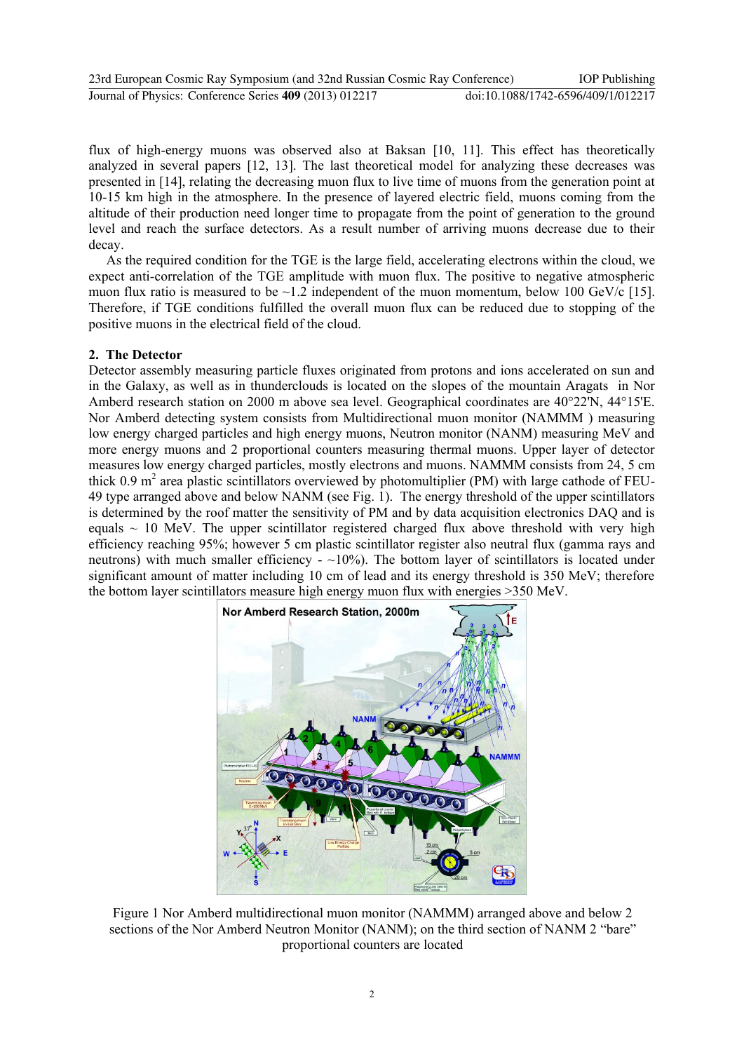flux of high-energy muons was observed also at Baksan [10, 11]. This effect has theoretically analyzed in several papers [12, 13]. The last theoretical model for analyzing these decreases was presented in [14], relating the decreasing muon flux to live time of muons from the generation point at 10-15 km high in the atmosphere. In the presence of layered electric field, muons coming from the altitude of their production need longer time to propagate from the point of generation to the ground level and reach the surface detectors. As a result number of arriving muons decrease due to their decay.

As the required condition for the TGE is the large field, accelerating electrons within the cloud, we expect anti-correlation of the TGE amplitude with muon flux. The positive to negative atmospheric muon flux ratio is measured to be ~1.2 independent of the muon momentum, below 100 GeV/c [15]. Therefore, if TGE conditions fulfilled the overall muon flux can be reduced due to stopping of the positive muons in the electrical field of the cloud.

## 2. The Detector

Detector assembly measuring particle fluxes originated from protons and ions accelerated on sun and in the Galaxy, as well as in thunderclouds is located on the slopes of the mountain Aragats in Nor Amberd research station on 2000 m above sea level. Geographical coordinates are 40°22'N, 44°15'E. Nor Amberd detecting system consists from Multidirectional muon monitor (NAMMM ) measuring low energy charged particles and high energy muons, Neutron monitor (NANM) measuring MeV and more energy muons and 2 proportional counters measuring thermal muons. Upper layer of detector measures low energy charged particles, mostly electrons and muons. NAMMM consists from 24, 5 cm thick 0.9 m$^2$ area plastic scintillators overviewed by photomultiplier (PM) with large cathode of FEU-49 type arranged above and below NANM (see Fig. 1). The energy threshold of the upper scintillators is determined by the roof matter the sensitivity of PM and by data acquisition electronics DAQ and is equals ~ 10 MeV. The upper scintillator registered charged flux above threshold with very high efficiency reaching 95%; however 5 cm plastic scintillator register also neutral flux (gamma rays and neutrons) with much smaller efficiency - ~10%). The bottom layer of scintillators is located under significant amount of matter including 10 cm of lead and its energy threshold is 350 MeV; therefore the bottom layer scintillators measure high energy muon flux with energies >350 MeV.

Figure 1 Nor Amberd multidirectional muon monitor (NAMMM) arranged above and below 2 sections of the Nor Amberd Neutron Monitor (NANM); on the third section of NANM 2 "bare" proportional counters are located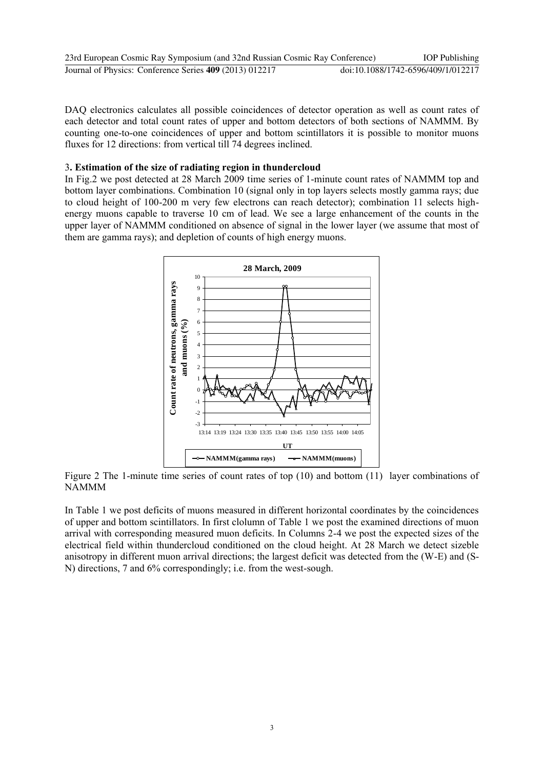DAQ electronics calculates all possible coincidences of detector operation as well as count rates of each detector and total count rates of upper and bottom detectors of both sections of NAMMM. By counting one-to-one coincidences of upper and bottom scintillators it is possible to monitor muons fluxes for 12 directions: from vertical till 74 degrees inclined.

### 3. Estimation of the size of radiating region in thundercloud

In Fig.2 we post detected at 28 March 2009 time series of 1-minute count rates of NAMMM top and bottom layer combinations. Combination 10 (signal only in top layers selects mostly gamma rays; due to cloud height of 100-200 m very few electrons can reach detector); combination 11 selects high-energy muons capable to traverse 10 cm of lead. We see a large enhancement of the counts in the upper layer of NAMMM conditioned on absence of signal in the lower layer (we assume that most of them are gamma rays); and depletion of counts of high energy muons.

Figure 2 The 1-minute time series of count rates of top (10) and bottom (11) layer combinations of NAMMM

In Table 1 we post deficits of muons measured in different horizontal coordinates by the coincidences of upper and bottom scintillators. In first clolumn of Table 1 we post the examined directions of muon arrival with corresponding measured muon deficits. In Columns 2-4 we post the expected sizes of the electrical field within thundercloud conditioned on the cloud height. At 28 March we detect sizeble anisotropy in different muon arrival directions; the largest deficit was detected from the (W-E) and (S-N) directions, 7 and 6% correspondingly; i.e. from the west-sough.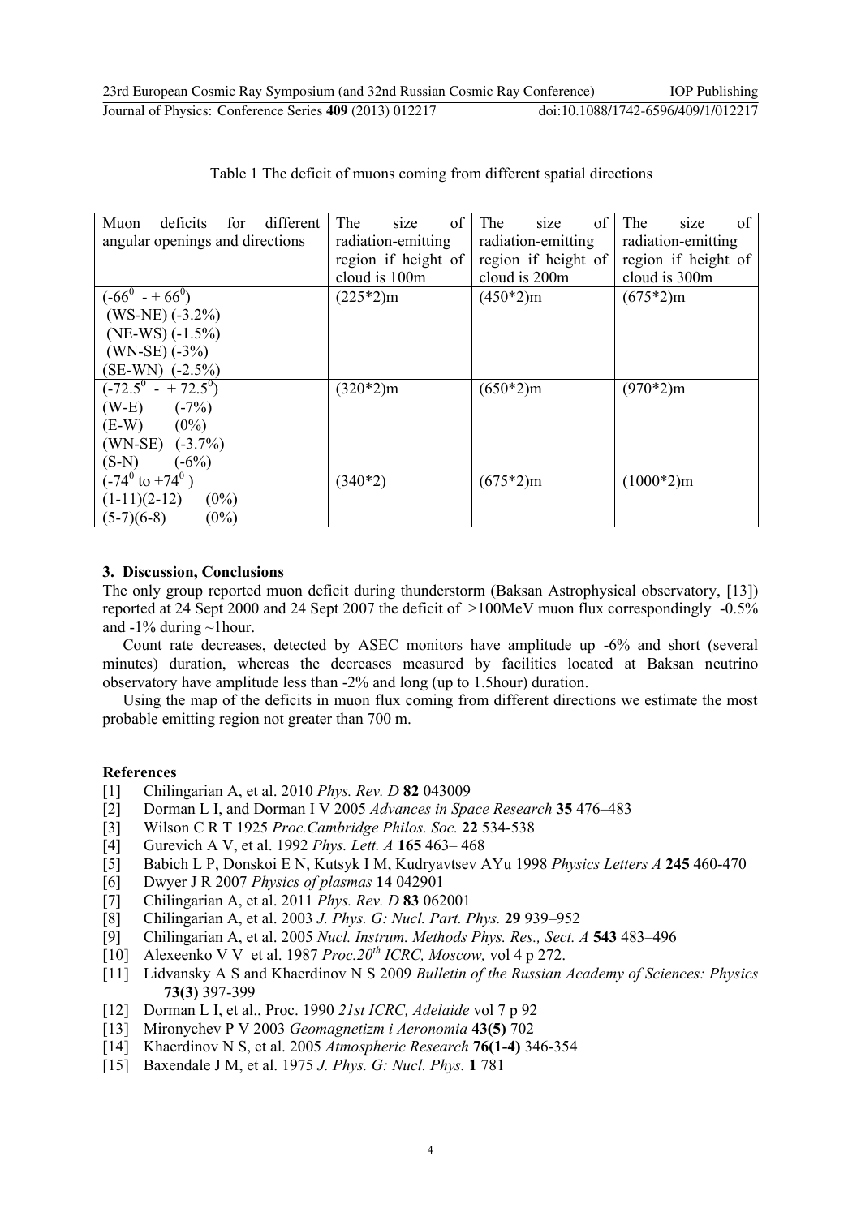Table 1 The deficit of muons coming from different spatial directions

| Muon deficits for different angular openings and directions | The size of radiation-emitting region if height of cloud is 100m | The size of radiation-emitting region if height of cloud is 200m | The size of radiation-emitting region if height of cloud is 300m |
|---|---|---|---|
| $(-66^0 - +66^0)$<br>(WS-NE) (-3.2%)<br>(NE-WS) (-1.5%)<br>(WN-SE) (-3%)<br>(SE-WN) (-2.5%) | (225*2)m | (450*2)m | (675*2)m |
| $(-72.5^0 - +72.5^0)$<br>(W-E) (-7%)<br>(E-W) (0%)<br>(WN-SE) (-3.7%)<br>(S-N) (-6%) | (320*2)m | (650*2)m | (970*2)m |
| $(-74^0$ to $+74^0)$<br>(1-11)(2-12) (0%)<br>(5-7)(6-8) (0%) | (340*2) | (675*2)m | (1000*2)m |

## 3. Discussion, Conclusions

The only group reported muon deficit during thunderstorm (Baksan Astrophysical observatory, [13]) reported at 24 Sept 2000 and 24 Sept 2007 the deficit of >100MeV muon flux correspondingly -0.5% and -1% during ~1hour.

Count rate decreases, detected by ASEC monitors have amplitude up -6% and short (several minutes) duration, whereas the decreases measured by facilities located at Baksan neutrino observatory have amplitude less than -2% and long (up to 1.5hour) duration.

Using the map of the deficits in muon flux coming from different directions we estimate the most probable emitting region not greater than 700 m.

## References

[1] Chilingarian A, et al. 2010 *Phys. Rev. D* **82** 043009
[2] Dorman L I, and Dorman I V 2005 *Advances in Space Research* **35** 476–483
[3] Wilson C R T 1925 *Proc.Cambridge Philos. Soc.* **22** 534-538
[4] Gurevich A V, et al. 1992 *Phys. Lett. A* **165** 463– 468
[5] Babich L P, Donskoi E N, Kutsyk I M, Kudryavtsev AYu 1998 *Physics Letters A* **245** 460-470
[6] Dwyer J R 2007 *Physics of plasmas* **14** 042901
[7] Chilingarian A, et al. 2011 *Phys. Rev. D* **83** 062001
[8] Chilingarian A, et al. 2003 *J. Phys. G: Nucl. Part. Phys.* **29** 939–952
[9] Chilingarian A, et al. 2005 *Nucl. Instrum. Methods Phys. Res., Sect. A* **543** 483–496
[10] Alexeenko V V et al. 1987 *Proc.20th ICRC, Moscow,* vol 4 p 272.
[11] Lidvansky A S and Khaerdinov N S 2009 *Bulletin of the Russian Academy of Sciences: Physics* **73(3)** 397-399
[12] Dorman L I, et al., Proc. 1990 *21st ICRC, Adelaide* vol 7 p 92
[13] Mironychev P V 2003 *Geomagnetizm i Aeronomia* **43(5)** 702
[14] Khaerdinov N S, et al. 2005 *Atmospheric Research* **76(1-4)** 346-354
[15] Baxendale J M, et al. 1975 *J. Phys. G: Nucl. Phys.* **1** 781